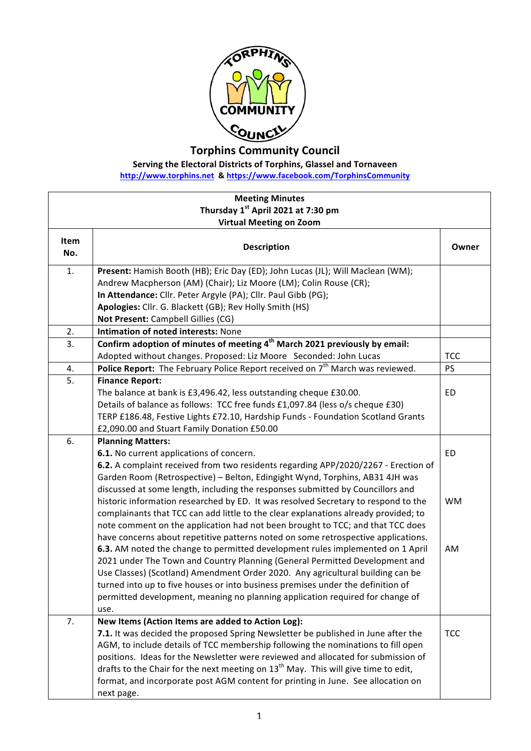# Torphins Community Council

**Serving the Electoral Districts of Torphins, Glassel and Tornaveen**

http://www.torphins.net & https://www.facebook.com/TorphinsCommunity

**Meeting Minutes**
**Thursday 1st April 2021 at 7:30 pm**
**Virtual Meeting on Zoom**

| Item No. | Description | Owner |
|---|---|---|
| 1. | **Present:** Hamish Booth (HB); Eric Day (ED); John Lucas (JL); Will Maclean (WM); Andrew Macpherson (AM) (Chair); Liz Moore (LM); Colin Rouse (CR); **In Attendance:** Cllr. Peter Argyle (PA); Cllr. Paul Gibb (PG); **Apologies:** Cllr. G. Blackett (GB); Rev Holly Smith (HS) **Not Present:** Campbell Gillies (CG) | |
| 2. | **Intimation of noted interests:** None | |
| 3. | **Confirm adoption of minutes of meeting 4th March 2021 previously by email:** Adopted without changes. Proposed: Liz Moore Seconded: John Lucas | TCC |
| 4. | **Police Report:** The February Police Report received on 7th March was reviewed. | PS |
| 5. | **Finance Report:** The balance at bank is £3,496.42, less outstanding cheque £30.00. Details of balance as follows: TCC free funds £1,097.84 (less o/s cheque £30) TERP £186.48, Festive Lights £72.10, Hardship Funds - Foundation Scotland Grants £2,090.00 and Stuart Family Donation £50.00 | ED |
| 6. | **Planning Matters:** **6.1.** No current applications of concern. **6.2.** A complaint received from two residents regarding APP/2020/2267 - Erection of Garden Room (Retrospective) – Belton, Edingight Wynd, Torphins, AB31 4JH was discussed at some length, including the responses submitted by Councillors and historic information researched by ED. It was resolved Secretary to respond to the complainants that TCC can add little to the clear explanations already provided; to note comment on the application had not been brought to TCC; and that TCC does have concerns about repetitive patterns noted on some retrospective applications. **6.3.** AM noted the change to permitted development rules implemented on 1 April 2021 under The Town and Country Planning (General Permitted Development and Use Classes) (Scotland) Amendment Order 2020. Any agricultural building can be turned into up to five houses or into business premises under the definition of permitted development, meaning no planning application required for change of use. | ED<br><br>WM<br><br>AM |
| 7. | **New Items (Action Items are added to Action Log):** **7.1.** It was decided the proposed Spring Newsletter be published in June after the AGM, to include details of TCC membership following the nominations to fill open positions. Ideas for the Newsletter were reviewed and allocated for submission of drafts to the Chair for the next meeting on 13th May. This will give time to edit, format, and incorporate post AGM content for printing in June. See allocation on next page. | TCC |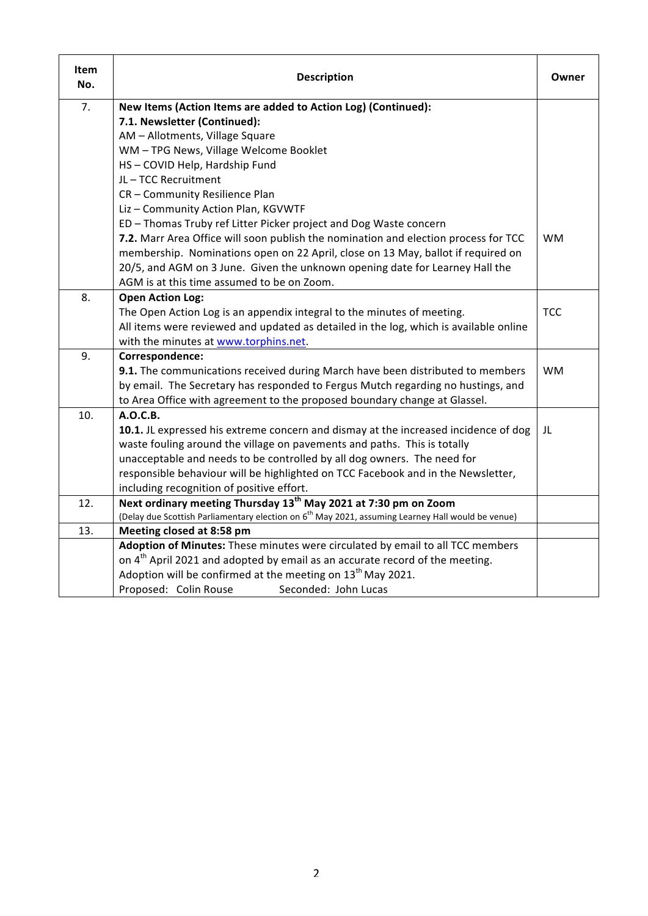| Item No. | Description | Owner |
|---|---|---|
| 7. | **New Items (Action Items are added to Action Log) (Continued):**<br>**7.1. Newsletter (Continued):**<br>AM – Allotments, Village Square<br>WM – TPG News, Village Welcome Booklet<br>HS – COVID Help, Hardship Fund<br>JL – TCC Recruitment<br>CR – Community Resilience Plan<br>Liz – Community Action Plan, KGVWTF<br>ED – Thomas Truby ref Litter Picker project and Dog Waste concern<br>**7.2.** Marr Area Office will soon publish the nomination and election process for TCC membership. Nominations open on 22 April, close on 13 May, ballot if required on 20/5, and AGM on 3 June. Given the unknown opening date for Learney Hall the AGM is at this time assumed to be on Zoom. | WM |
| 8. | **Open Action Log:**<br>The Open Action Log is an appendix integral to the minutes of meeting.<br>All items were reviewed and updated as detailed in the log, which is available online with the minutes at www.torphins.net. | TCC |
| 9. | **Correspondence:**<br>**9.1.** The communications received during March have been distributed to members by email. The Secretary has responded to Fergus Mutch regarding no hustings, and to Area Office with agreement to the proposed boundary change at Glassel. | WM |
| 10. | **A.O.C.B.**<br>**10.1.** JL expressed his extreme concern and dismay at the increased incidence of dog waste fouling around the village on pavements and paths. This is totally unacceptable and needs to be controlled by all dog owners. The need for responsible behaviour will be highlighted on TCC Facebook and in the Newsletter, including recognition of positive effort. | JL |
| 12. | **Next ordinary meeting Thursday 13th May 2021 at 7:30 pm on Zoom**<br>(Delay due Scottish Parliamentary election on 6th May 2021, assuming Learney Hall would be venue) | |
| 13. | **Meeting closed at 8:58 pm** | |
| | **Adoption of Minutes:** These minutes were circulated by email to all TCC members on 4th April 2021 and adopted by email as an accurate record of the meeting. Adoption will be confirmed at the meeting on 13th May 2021.<br>Proposed: Colin Rouse Seconded: John Lucas | |